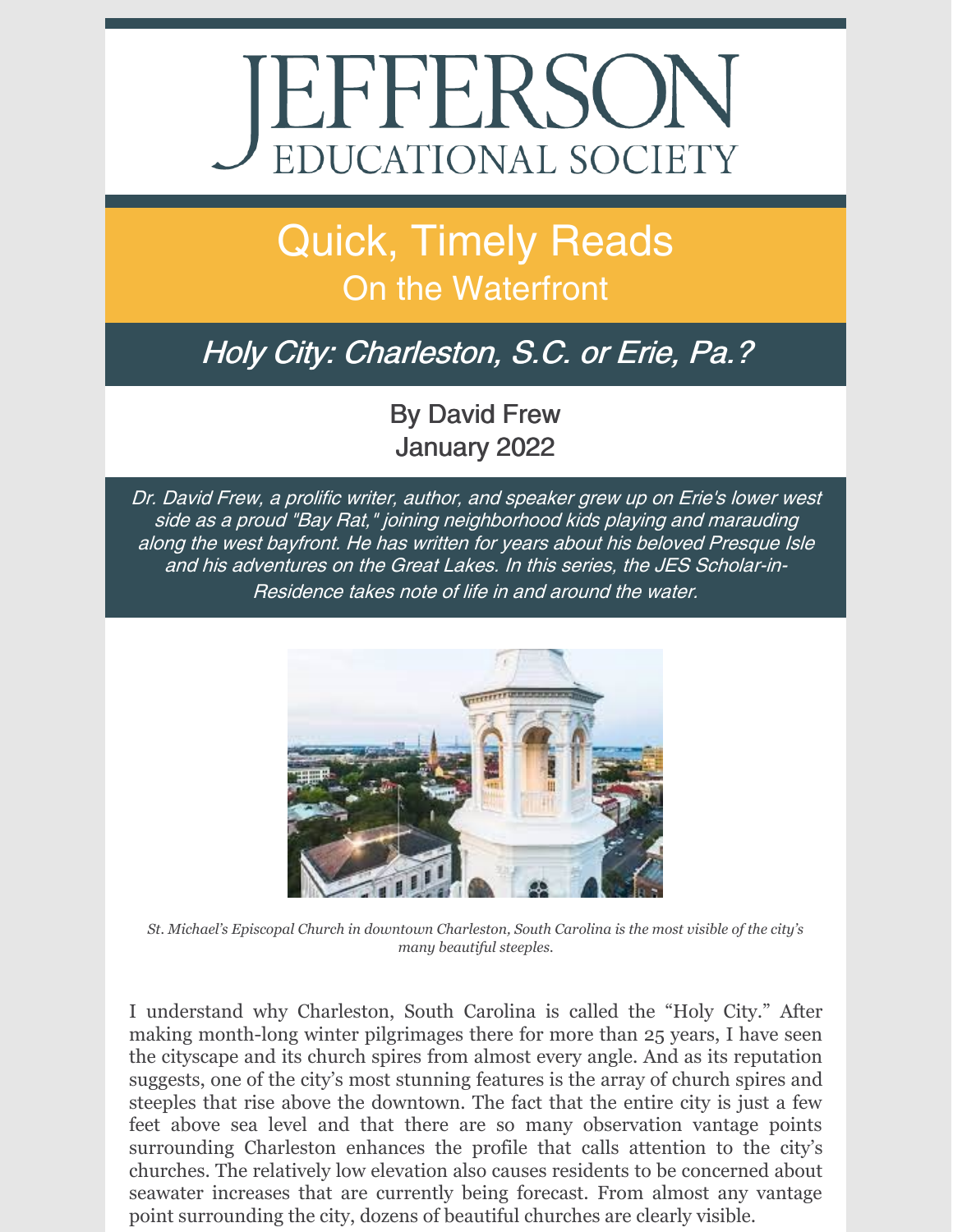# JEFFERSON EDUCATIONAL SOCIETY

## Quick, Timely Reads
### On the Waterfront

## *Holy City: Charleston, S.C. or Erie, Pa.?*

By David Frew
January 2022

*Dr. David Frew, a prolific writer, author, and speaker grew up on Erie's lower west side as a proud "Bay Rat," joining neighborhood kids playing and marauding along the west bayfront. He has written for years about his beloved Presque Isle and his adventures on the Great Lakes. In this series, the JES Scholar-in-Residence takes note of life in and around the water.*

*St. Michael's Episcopal Church in downtown Charleston, South Carolina is the most visible of the city's many beautiful steeples.*

I understand why Charleston, South Carolina is called the "Holy City." After making month-long winter pilgrimages there for more than 25 years, I have seen the cityscape and its church spires from almost every angle. And as its reputation suggests, one of the city's most stunning features is the array of church spires and steeples that rise above the downtown. The fact that the entire city is just a few feet above sea level and that there are so many observation vantage points surrounding Charleston enhances the profile that calls attention to the city's churches. The relatively low elevation also causes residents to be concerned about seawater increases that are currently being forecast. From almost any vantage point surrounding the city, dozens of beautiful churches are clearly visible.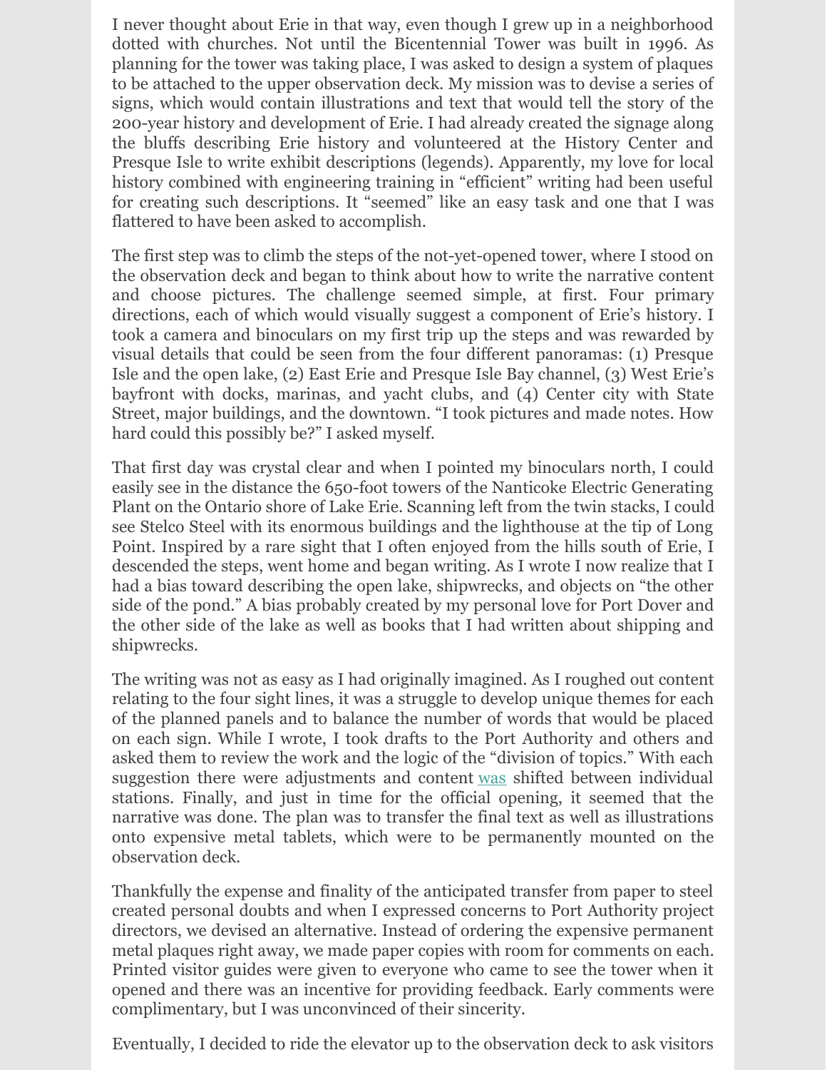I never thought about Erie in that way, even though I grew up in a neighborhood dotted with churches. Not until the Bicentennial Tower was built in 1996. As planning for the tower was taking place, I was asked to design a system of plaques to be attached to the upper observation deck. My mission was to devise a series of signs, which would contain illustrations and text that would tell the story of the 200-year history and development of Erie. I had already created the signage along the bluffs describing Erie history and volunteered at the History Center and Presque Isle to write exhibit descriptions (legends). Apparently, my love for local history combined with engineering training in "efficient" writing had been useful for creating such descriptions. It "seemed" like an easy task and one that I was flattered to have been asked to accomplish.

The first step was to climb the steps of the not-yet-opened tower, where I stood on the observation deck and began to think about how to write the narrative content and choose pictures. The challenge seemed simple, at first. Four primary directions, each of which would visually suggest a component of Erie's history. I took a camera and binoculars on my first trip up the steps and was rewarded by visual details that could be seen from the four different panoramas: (1) Presque Isle and the open lake, (2) East Erie and Presque Isle Bay channel, (3) West Erie's bayfront with docks, marinas, and yacht clubs, and (4) Center city with State Street, major buildings, and the downtown. "I took pictures and made notes. How hard could this possibly be?" I asked myself.

That first day was crystal clear and when I pointed my binoculars north, I could easily see in the distance the 650-foot towers of the Nanticoke Electric Generating Plant on the Ontario shore of Lake Erie. Scanning left from the twin stacks, I could see Stelco Steel with its enormous buildings and the lighthouse at the tip of Long Point. Inspired by a rare sight that I often enjoyed from the hills south of Erie, I descended the steps, went home and began writing. As I wrote I now realize that I had a bias toward describing the open lake, shipwrecks, and objects on "the other side of the pond." A bias probably created by my personal love for Port Dover and the other side of the lake as well as books that I had written about shipping and shipwrecks.

The writing was not as easy as I had originally imagined. As I roughed out content relating to the four sight lines, it was a struggle to develop unique themes for each of the planned panels and to balance the number of words that would be placed on each sign. While I wrote, I took drafts to the Port Authority and others and asked them to review the work and the logic of the "division of topics." With each suggestion there were adjustments and content was shifted between individual stations. Finally, and just in time for the official opening, it seemed that the narrative was done. The plan was to transfer the final text as well as illustrations onto expensive metal tablets, which were to be permanently mounted on the observation deck.

Thankfully the expense and finality of the anticipated transfer from paper to steel created personal doubts and when I expressed concerns to Port Authority project directors, we devised an alternative. Instead of ordering the expensive permanent metal plaques right away, we made paper copies with room for comments on each. Printed visitor guides were given to everyone who came to see the tower when it opened and there was an incentive for providing feedback. Early comments were complimentary, but I was unconvinced of their sincerity.

Eventually, I decided to ride the elevator up to the observation deck to ask visitors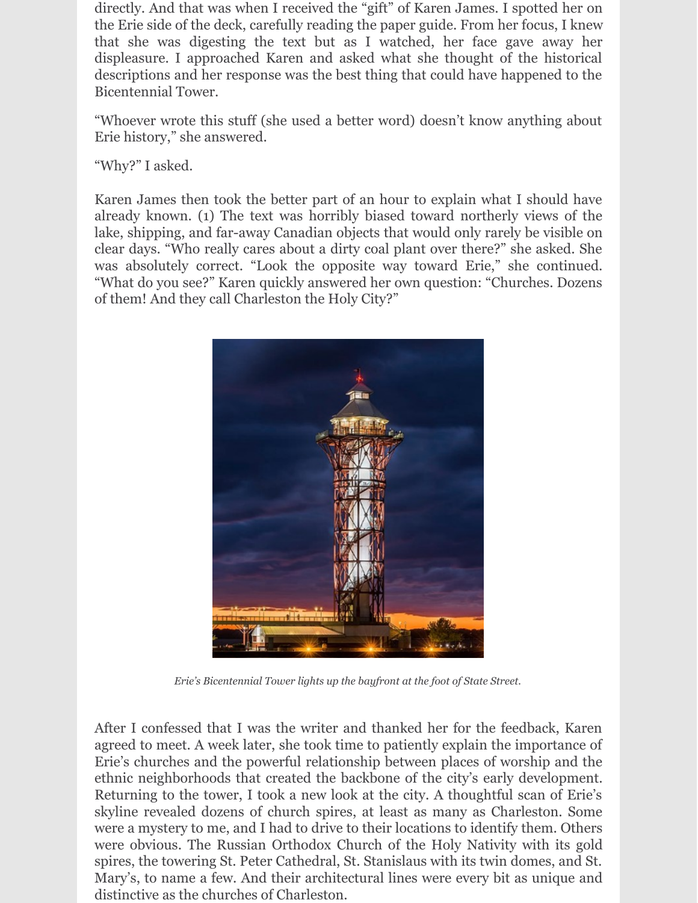directly. And that was when I received the "gift" of Karen James. I spotted her on the Erie side of the deck, carefully reading the paper guide. From her focus, I knew that she was digesting the text but as I watched, her face gave away her displeasure. I approached Karen and asked what she thought of the historical descriptions and her response was the best thing that could have happened to the Bicentennial Tower.

"Whoever wrote this stuff (she used a better word) doesn't know anything about Erie history," she answered.

"Why?" I asked.

Karen James then took the better part of an hour to explain what I should have already known. (1) The text was horribly biased toward northerly views of the lake, shipping, and far-away Canadian objects that would only rarely be visible on clear days. "Who really cares about a dirty coal plant over there?" she asked. She was absolutely correct. "Look the opposite way toward Erie," she continued. "What do you see?" Karen quickly answered her own question: "Churches. Dozens of them! And they call Charleston the Holy City?"

*Erie's Bicentennial Tower lights up the bayfront at the foot of State Street.*

After I confessed that I was the writer and thanked her for the feedback, Karen agreed to meet. A week later, she took time to patiently explain the importance of Erie's churches and the powerful relationship between places of worship and the ethnic neighborhoods that created the backbone of the city's early development. Returning to the tower, I took a new look at the city. A thoughtful scan of Erie's skyline revealed dozens of church spires, at least as many as Charleston. Some were a mystery to me, and I had to drive to their locations to identify them. Others were obvious. The Russian Orthodox Church of the Holy Nativity with its gold spires, the towering St. Peter Cathedral, St. Stanislaus with its twin domes, and St. Mary's, to name a few. And their architectural lines were every bit as unique and distinctive as the churches of Charleston.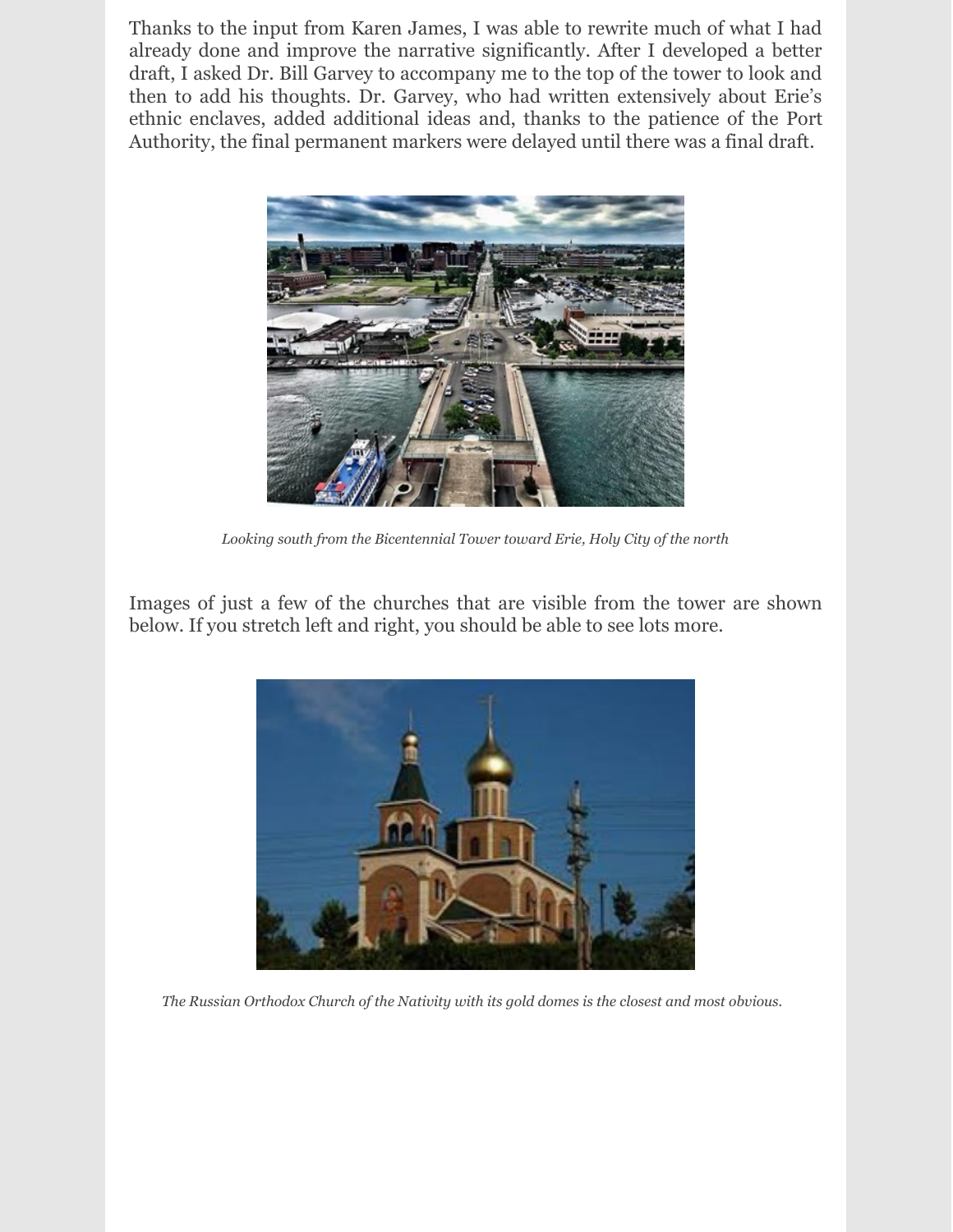Thanks to the input from Karen James, I was able to rewrite much of what I had already done and improve the narrative significantly. After I developed a better draft, I asked Dr. Bill Garvey to accompany me to the top of the tower to look and then to add his thoughts. Dr. Garvey, who had written extensively about Erie's ethnic enclaves, added additional ideas and, thanks to the patience of the Port Authority, the final permanent markers were delayed until there was a final draft.

*Looking south from the Bicentennial Tower toward Erie, Holy City of the north*

Images of just a few of the churches that are visible from the tower are shown below. If you stretch left and right, you should be able to see lots more.

*The Russian Orthodox Church of the Nativity with its gold domes is the closest and most obvious.*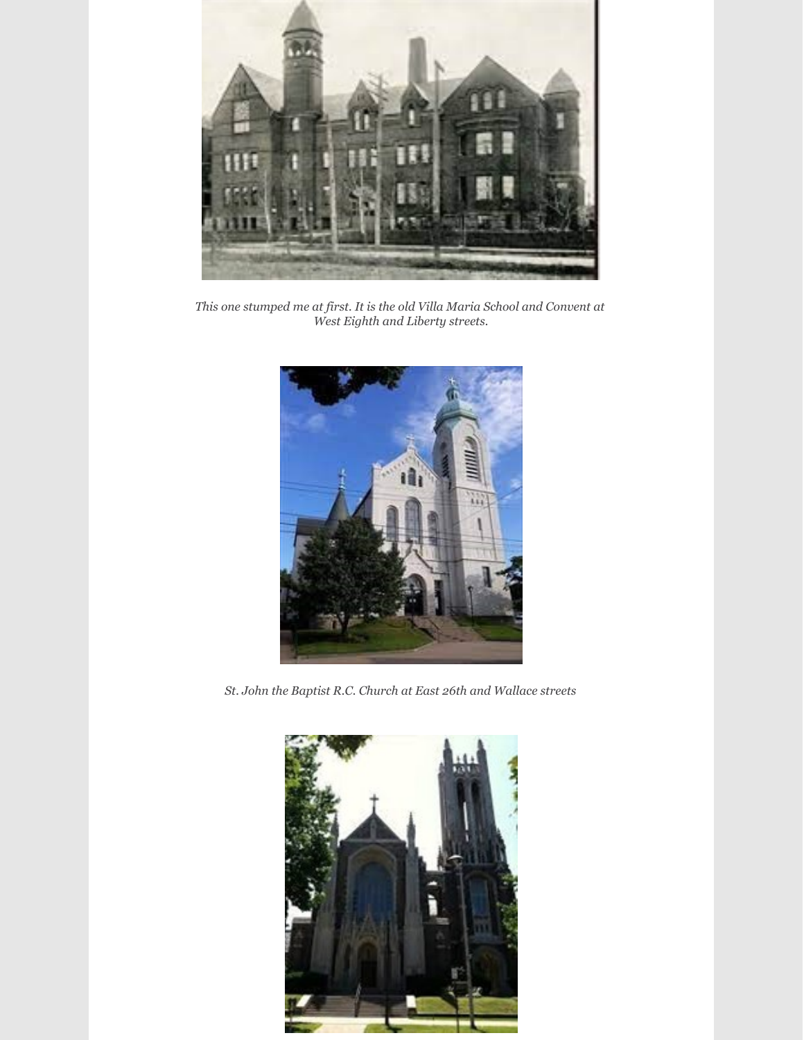*This one stumped me at first. It is the old Villa Maria School and Convent at West Eighth and Liberty streets.*

*St. John the Baptist R.C. Church at East 26th and Wallace streets*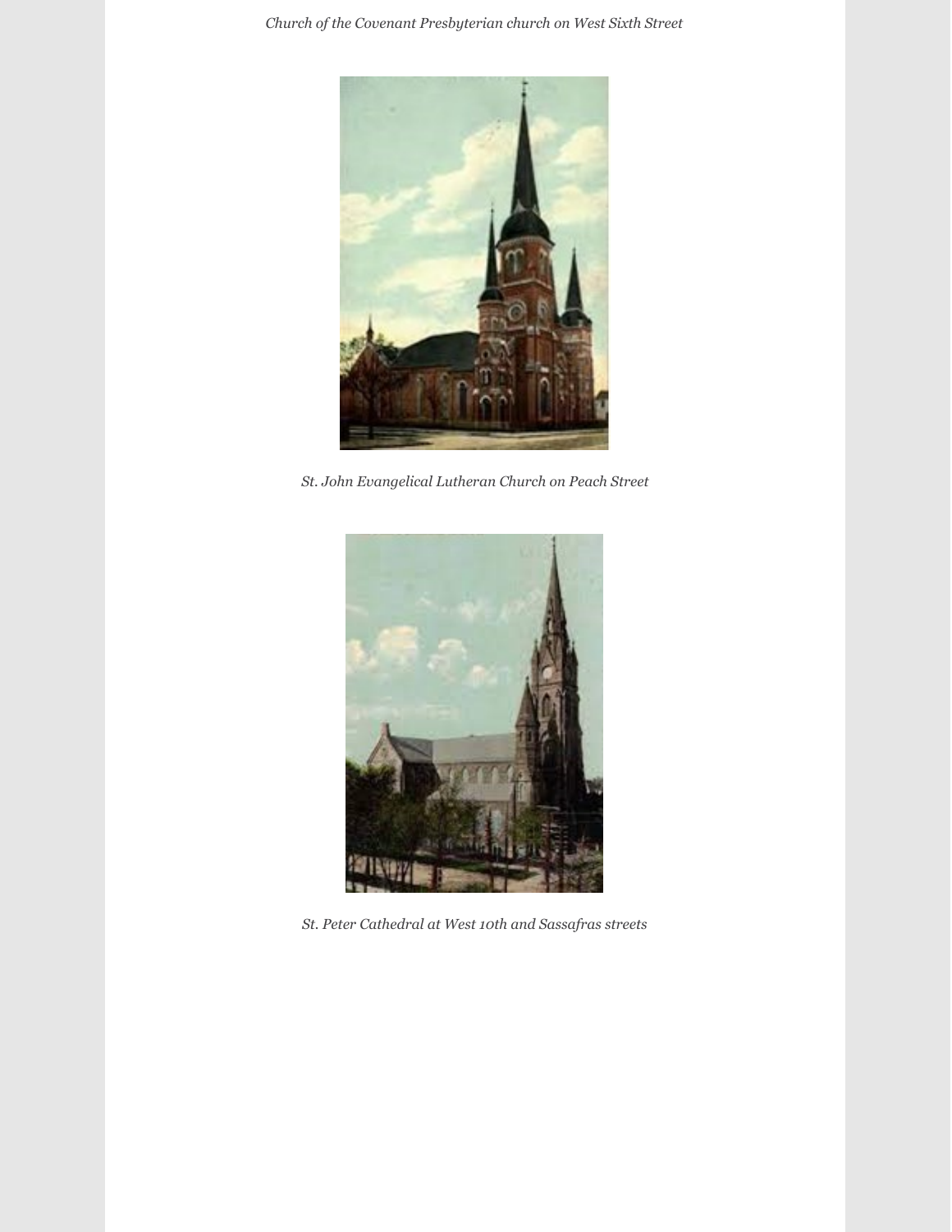*Church of the Covenant Presbyterian church on West Sixth Street*

*St. John Evangelical Lutheran Church on Peach Street*

*St. Peter Cathedral at West 10th and Sassafras streets*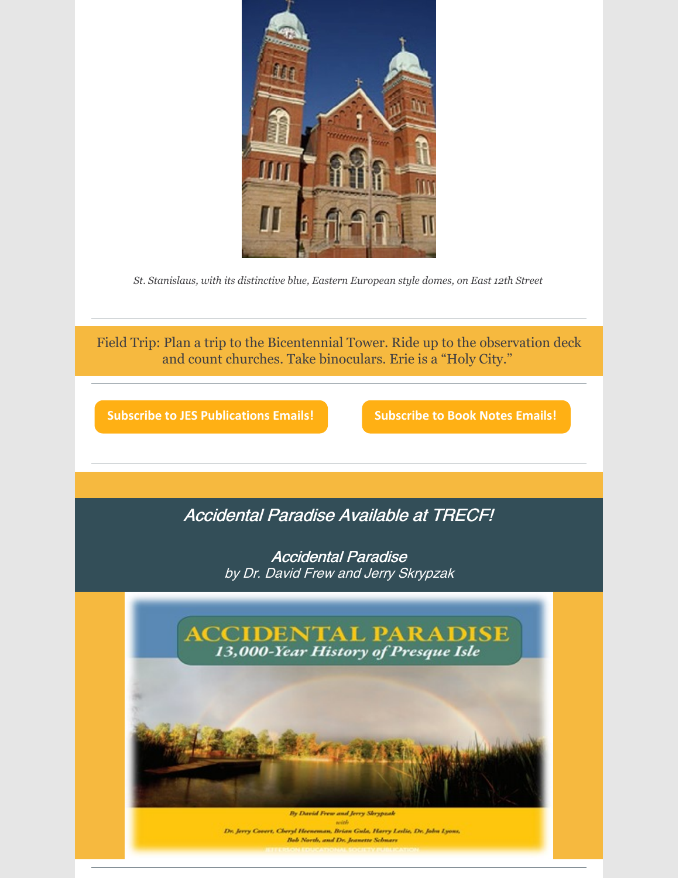*St. Stanislaus, with its distinctive blue, Eastern European style domes, on East 12th Street*

---

Field Trip: Plan a trip to the Bicentennial Tower. Ride up to the observation deck and count churches. Take binoculars. Erie is a "Holy City."

---

**Subscribe to JES Publications Emails!**

**Subscribe to Book Notes Emails!**

---

## *Accidental Paradise Available at TRECF!*

*Accidental Paradise*
*by Dr. David Frew and Jerry Skrypzak*

---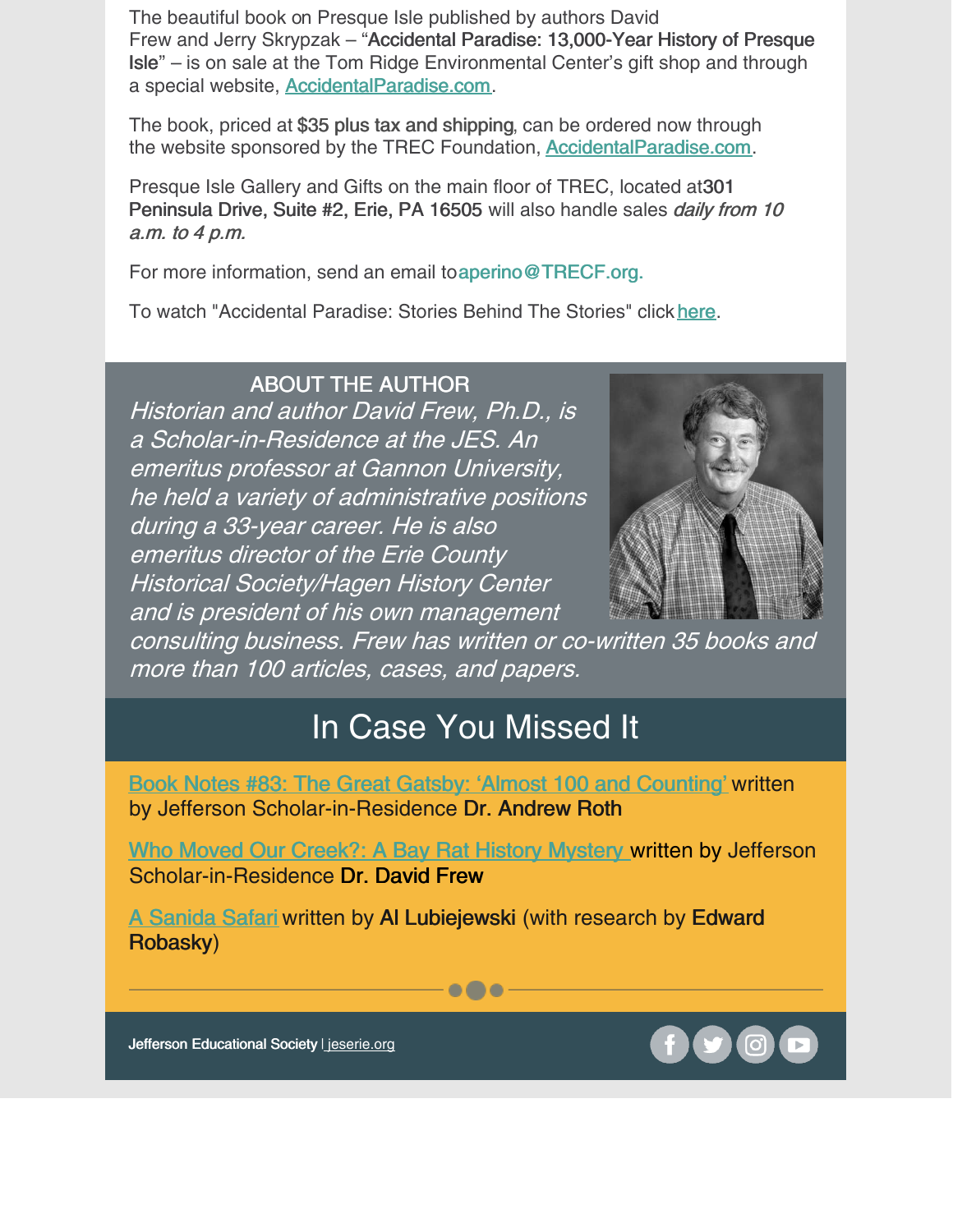The beautiful book on Presque Isle published by authors David Frew and Jerry Skrypzak – "**Accidental Paradise: 13,000-Year History of Presque Isle**" – is on sale at the Tom Ridge Environmental Center's gift shop and through a special website, AccidentalParadise.com.

The book, priced at **$35 plus tax and shipping**, can be ordered now through the website sponsored by the TREC Foundation, AccidentalParadise.com.

Presque Isle Gallery and Gifts on the main floor of TREC, located at **301 Peninsula Drive, Suite #2, Erie, PA 16505** will also handle sales *daily from 10 a.m. to 4 p.m.*

For more information, send an email to aperino@TRECF.org.

To watch "Accidental Paradise: Stories Behind The Stories" click here.

## ABOUT THE AUTHOR

*Historian and author David Frew, Ph.D., is a Scholar-in-Residence at the JES. An emeritus professor at Gannon University, he held a variety of administrative positions during a 33-year career. He is also emeritus director of the Erie County Historical Society/Hagen History Center and is president of his own management consulting business. Frew has written or co-written 35 books and more than 100 articles, cases, and papers.*

## In Case You Missed It

Book Notes #83: The Great Gatsby: 'Almost 100 and Counting' written by Jefferson Scholar-in-Residence **Dr. Andrew Roth**

Who Moved Our Creek?: A Bay Rat History Mystery written by Jefferson Scholar-in-Residence **Dr. David Frew**

A Sanida Safari written by **Al Lubiejewski** (with research by **Edward Robasky**)

Jefferson Educational Society | jeserie.org